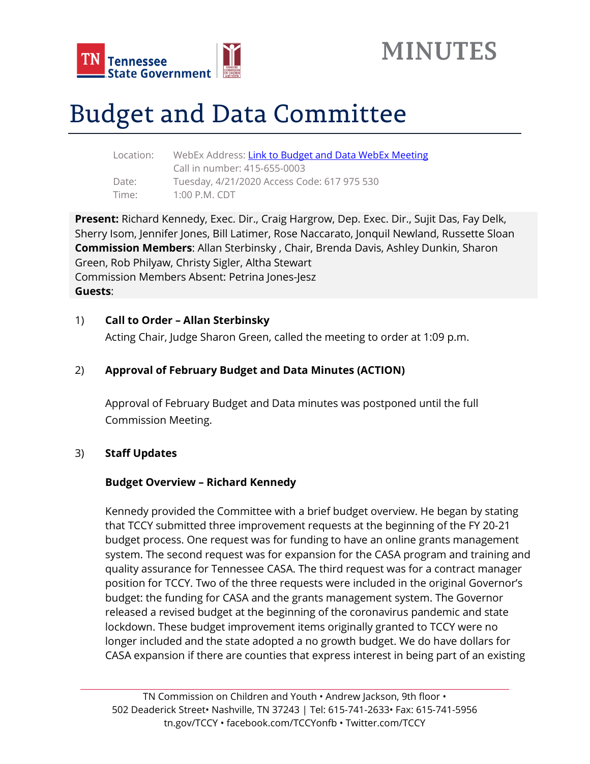MINUTES

# Budget and Data Committee

Location: WebEx Address: [Link to Budget and Data WebEx Meeting]
Call in number: 415-655-0003
Date: Tuesday, 4/21/2020 Access Code: 617 975 530
Time: 1:00 P.M. CDT

**Present:** Richard Kennedy, Exec. Dir., Craig Hargrow, Dep. Exec. Dir., Sujit Das, Fay Delk, Sherry Isom, Jennifer Jones, Bill Latimer, Rose Naccarato, Jonquil Newland, Russette Sloan
**Commission Members**: Allan Sterbinsky , Chair, Brenda Davis, Ashley Dunkin, Sharon Green, Rob Philyaw, Christy Sigler, Altha Stewart
Commission Members Absent: Petrina Jones-Jesz
**Guests**:

1) **Call to Order – Allan Sterbinsky**

Acting Chair, Judge Sharon Green, called the meeting to order at 1:09 p.m.

2) **Approval of February Budget and Data Minutes (ACTION)**

Approval of February Budget and Data minutes was postponed until the full Commission Meeting.

3) **Staff Updates**

**Budget Overview – Richard Kennedy**

Kennedy provided the Committee with a brief budget overview. He began by stating that TCCY submitted three improvement requests at the beginning of the FY 20-21 budget process. One request was for funding to have an online grants management system. The second request was for expansion for the CASA program and training and quality assurance for Tennessee CASA. The third request was for a contract manager position for TCCY. Two of the three requests were included in the original Governor's budget: the funding for CASA and the grants management system. The Governor released a revised budget at the beginning of the coronavirus pandemic and state lockdown. These budget improvement items originally granted to TCCY were no longer included and the state adopted a no growth budget. We do have dollars for CASA expansion if there are counties that express interest in being part of an existing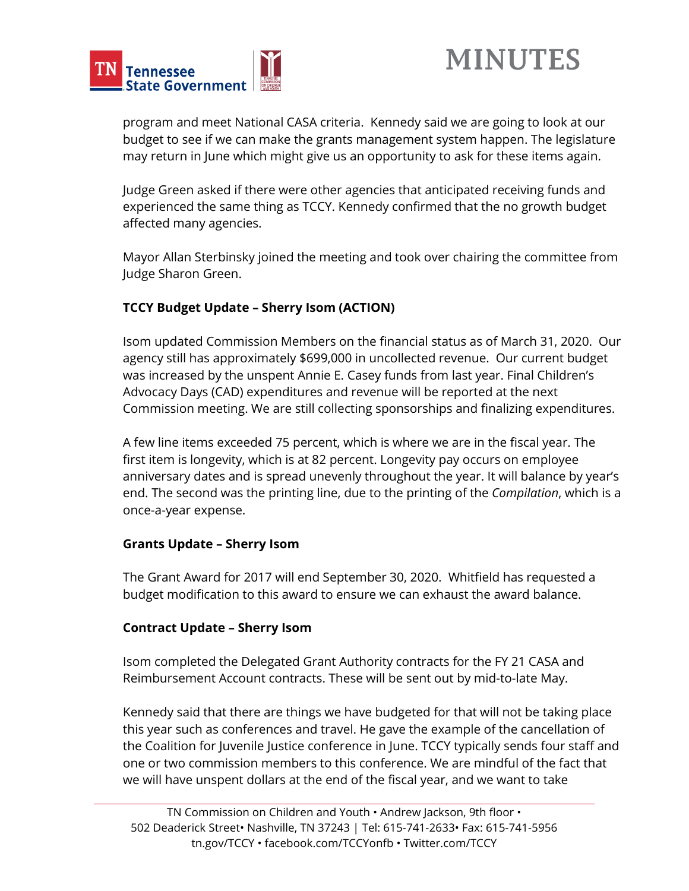program and meet National CASA criteria. Kennedy said we are going to look at our budget to see if we can make the grants management system happen. The legislature may return in June which might give us an opportunity to ask for these items again.

Judge Green asked if there were other agencies that anticipated receiving funds and experienced the same thing as TCCY. Kennedy confirmed that the no growth budget affected many agencies.

Mayor Allan Sterbinsky joined the meeting and took over chairing the committee from Judge Sharon Green.

**TCCY Budget Update – Sherry Isom (ACTION)**

Isom updated Commission Members on the financial status as of March 31, 2020. Our agency still has approximately $699,000 in uncollected revenue. Our current budget was increased by the unspent Annie E. Casey funds from last year. Final Children's Advocacy Days (CAD) expenditures and revenue will be reported at the next Commission meeting. We are still collecting sponsorships and finalizing expenditures.

A few line items exceeded 75 percent, which is where we are in the fiscal year. The first item is longevity, which is at 82 percent. Longevity pay occurs on employee anniversary dates and is spread unevenly throughout the year. It will balance by year's end. The second was the printing line, due to the printing of the *Compilation*, which is a once-a-year expense.

**Grants Update – Sherry Isom**

The Grant Award for 2017 will end September 30, 2020. Whitfield has requested a budget modification to this award to ensure we can exhaust the award balance.

**Contract Update – Sherry Isom**

Isom completed the Delegated Grant Authority contracts for the FY 21 CASA and Reimbursement Account contracts. These will be sent out by mid-to-late May.

Kennedy said that there are things we have budgeted for that will not be taking place this year such as conferences and travel. He gave the example of the cancellation of the Coalition for Juvenile Justice conference in June. TCCY typically sends four staff and one or two commission members to this conference. We are mindful of the fact that we will have unspent dollars at the end of the fiscal year, and we want to take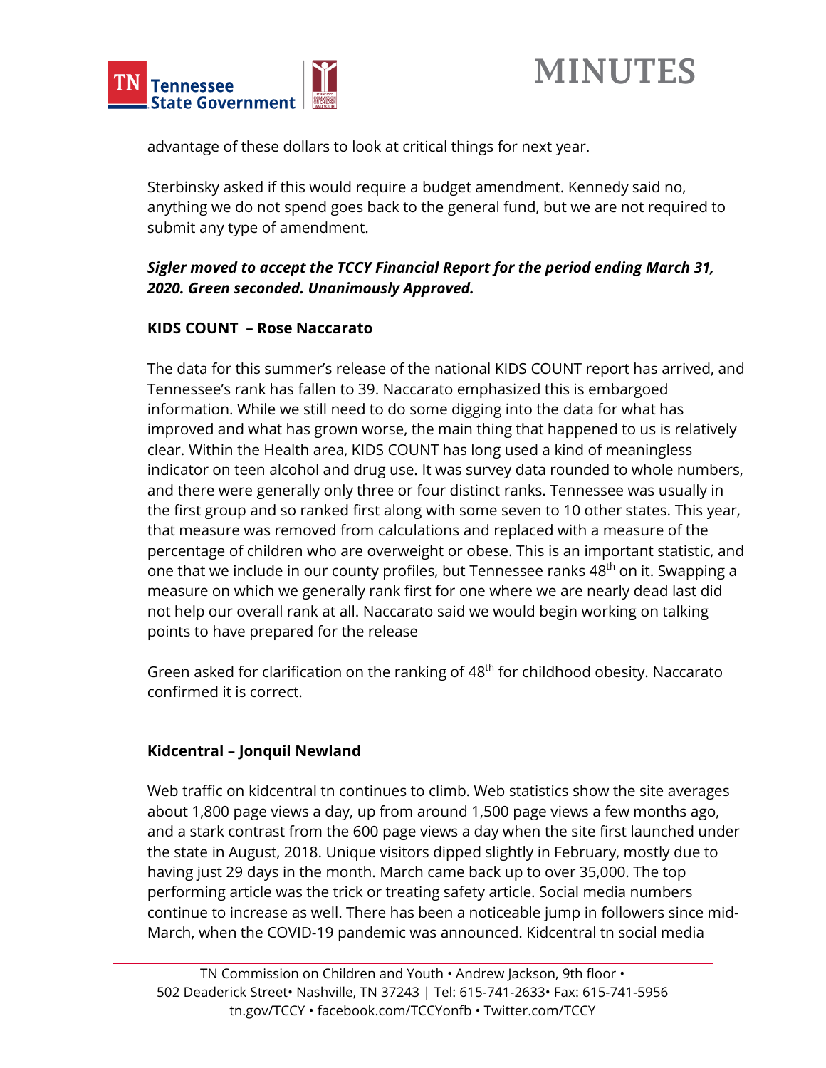advantage of these dollars to look at critical things for next year.

Sterbinsky asked if this would require a budget amendment. Kennedy said no, anything we do not spend goes back to the general fund, but we are not required to submit any type of amendment.

***Sigler moved to accept the TCCY Financial Report for the period ending March 31, 2020. Green seconded. Unanimously Approved.***

**KIDS COUNT – Rose Naccarato**

The data for this summer's release of the national KIDS COUNT report has arrived, and Tennessee's rank has fallen to 39. Naccarato emphasized this is embargoed information. While we still need to do some digging into the data for what has improved and what has grown worse, the main thing that happened to us is relatively clear. Within the Health area, KIDS COUNT has long used a kind of meaningless indicator on teen alcohol and drug use. It was survey data rounded to whole numbers, and there were generally only three or four distinct ranks. Tennessee was usually in the first group and so ranked first along with some seven to 10 other states. This year, that measure was removed from calculations and replaced with a measure of the percentage of children who are overweight or obese. This is an important statistic, and one that we include in our county profiles, but Tennessee ranks 48th on it. Swapping a measure on which we generally rank first for one where we are nearly dead last did not help our overall rank at all. Naccarato said we would begin working on talking points to have prepared for the release

Green asked for clarification on the ranking of 48th for childhood obesity. Naccarato confirmed it is correct.

**Kidcentral – Jonquil Newland**

Web traffic on kidcentral tn continues to climb. Web statistics show the site averages about 1,800 page views a day, up from around 1,500 page views a few months ago, and a stark contrast from the 600 page views a day when the site first launched under the state in August, 2018. Unique visitors dipped slightly in February, mostly due to having just 29 days in the month. March came back up to over 35,000. The top performing article was the trick or treating safety article. Social media numbers continue to increase as well. There has been a noticeable jump in followers since mid-March, when the COVID-19 pandemic was announced. Kidcentral tn social media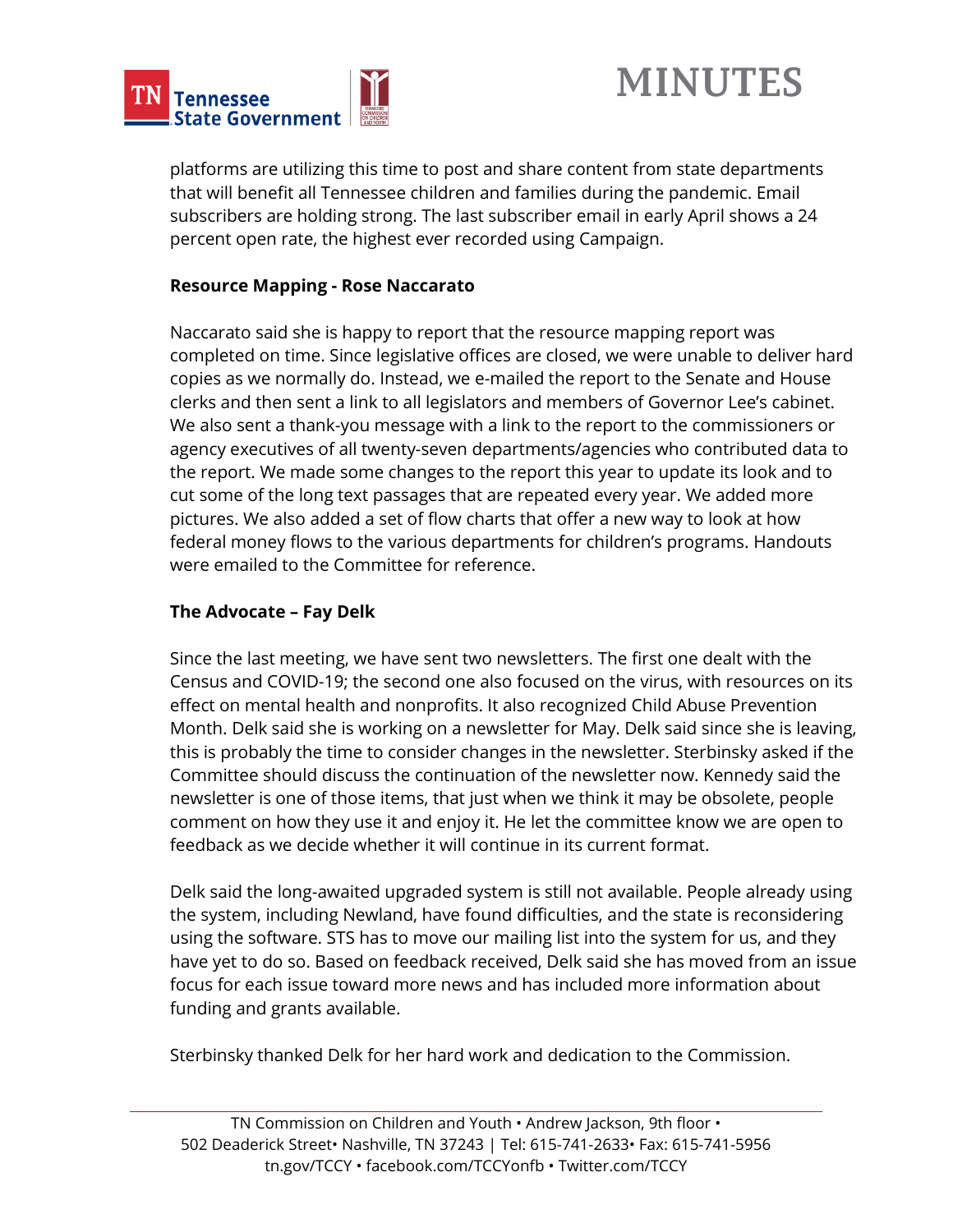platforms are utilizing this time to post and share content from state departments that will benefit all Tennessee children and families during the pandemic. Email subscribers are holding strong. The last subscriber email in early April shows a 24 percent open rate, the highest ever recorded using Campaign.

**Resource Mapping - Rose Naccarato**

Naccarato said she is happy to report that the resource mapping report was completed on time. Since legislative offices are closed, we were unable to deliver hard copies as we normally do. Instead, we e-mailed the report to the Senate and House clerks and then sent a link to all legislators and members of Governor Lee's cabinet. We also sent a thank-you message with a link to the report to the commissioners or agency executives of all twenty-seven departments/agencies who contributed data to the report. We made some changes to the report this year to update its look and to cut some of the long text passages that are repeated every year. We added more pictures. We also added a set of flow charts that offer a new way to look at how federal money flows to the various departments for children's programs. Handouts were emailed to the Committee for reference.

**The Advocate – Fay Delk**

Since the last meeting, we have sent two newsletters. The first one dealt with the Census and COVID-19; the second one also focused on the virus, with resources on its effect on mental health and nonprofits. It also recognized Child Abuse Prevention Month. Delk said she is working on a newsletter for May. Delk said since she is leaving, this is probably the time to consider changes in the newsletter. Sterbinsky asked if the Committee should discuss the continuation of the newsletter now. Kennedy said the newsletter is one of those items, that just when we think it may be obsolete, people comment on how they use it and enjoy it. He let the committee know we are open to feedback as we decide whether it will continue in its current format.

Delk said the long-awaited upgraded system is still not available. People already using the system, including Newland, have found difficulties, and the state is reconsidering using the software. STS has to move our mailing list into the system for us, and they have yet to do so. Based on feedback received, Delk said she has moved from an issue focus for each issue toward more news and has included more information about funding and grants available.

Sterbinsky thanked Delk for her hard work and dedication to the Commission.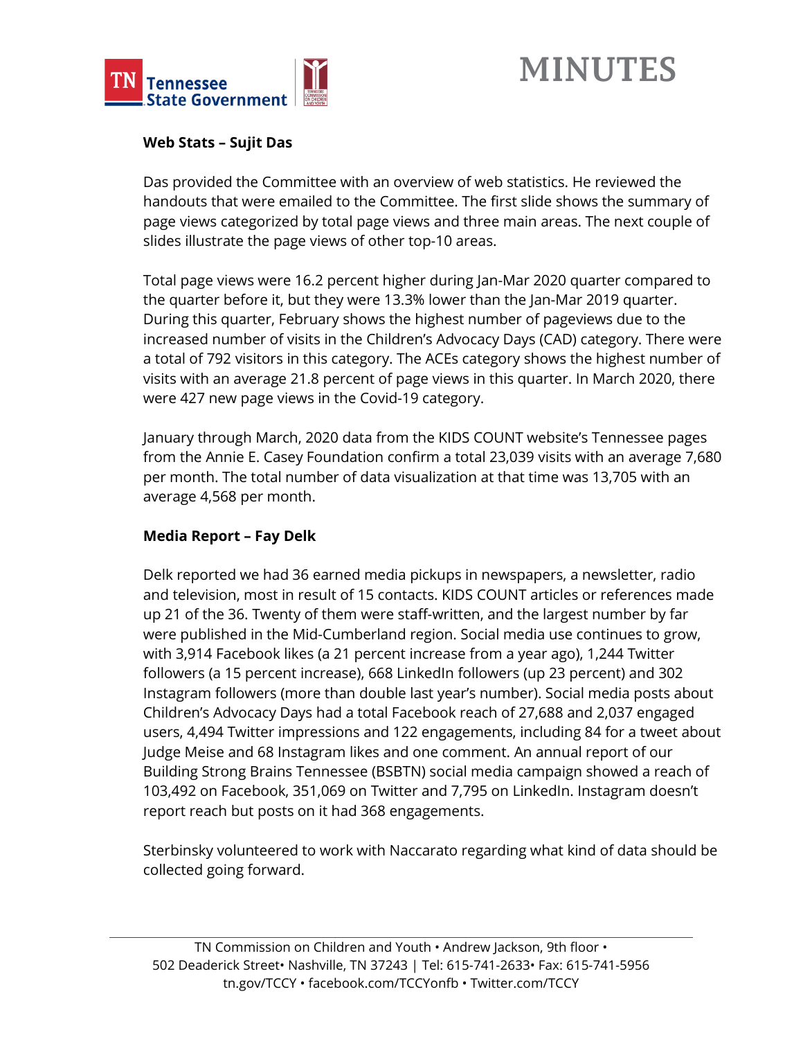**Web Stats – Sujit Das**

Das provided the Committee with an overview of web statistics. He reviewed the handouts that were emailed to the Committee. The first slide shows the summary of page views categorized by total page views and three main areas. The next couple of slides illustrate the page views of other top-10 areas.

Total page views were 16.2 percent higher during Jan-Mar 2020 quarter compared to the quarter before it, but they were 13.3% lower than the Jan-Mar 2019 quarter. During this quarter, February shows the highest number of pageviews due to the increased number of visits in the Children's Advocacy Days (CAD) category. There were a total of 792 visitors in this category. The ACEs category shows the highest number of visits with an average 21.8 percent of page views in this quarter. In March 2020, there were 427 new page views in the Covid-19 category.

January through March, 2020 data from the KIDS COUNT website's Tennessee pages from the Annie E. Casey Foundation confirm a total 23,039 visits with an average 7,680 per month. The total number of data visualization at that time was 13,705 with an average 4,568 per month.

**Media Report – Fay Delk**

Delk reported we had 36 earned media pickups in newspapers, a newsletter, radio and television, most in result of 15 contacts. KIDS COUNT articles or references made up 21 of the 36. Twenty of them were staff-written, and the largest number by far were published in the Mid-Cumberland region. Social media use continues to grow, with 3,914 Facebook likes (a 21 percent increase from a year ago), 1,244 Twitter followers (a 15 percent increase), 668 LinkedIn followers (up 23 percent) and 302 Instagram followers (more than double last year's number). Social media posts about Children's Advocacy Days had a total Facebook reach of 27,688 and 2,037 engaged users, 4,494 Twitter impressions and 122 engagements, including 84 for a tweet about Judge Meise and 68 Instagram likes and one comment. An annual report of our Building Strong Brains Tennessee (BSBTN) social media campaign showed a reach of 103,492 on Facebook, 351,069 on Twitter and 7,795 on LinkedIn. Instagram doesn't report reach but posts on it had 368 engagements.

Sterbinsky volunteered to work with Naccarato regarding what kind of data should be collected going forward.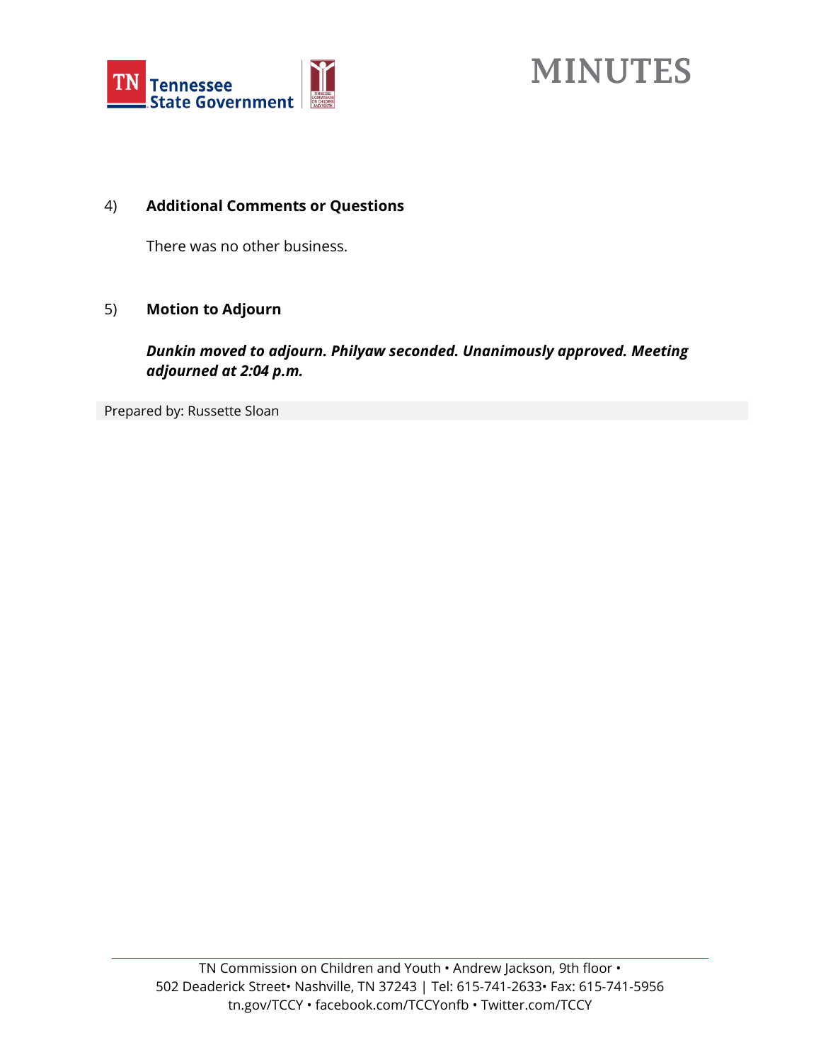4) **Additional Comments or Questions**

There was no other business.

5) **Motion to Adjourn**

***Dunkin moved to adjourn. Philyaw seconded. Unanimously approved. Meeting adjourned at 2:04 p.m.***

Prepared by: Russette Sloan